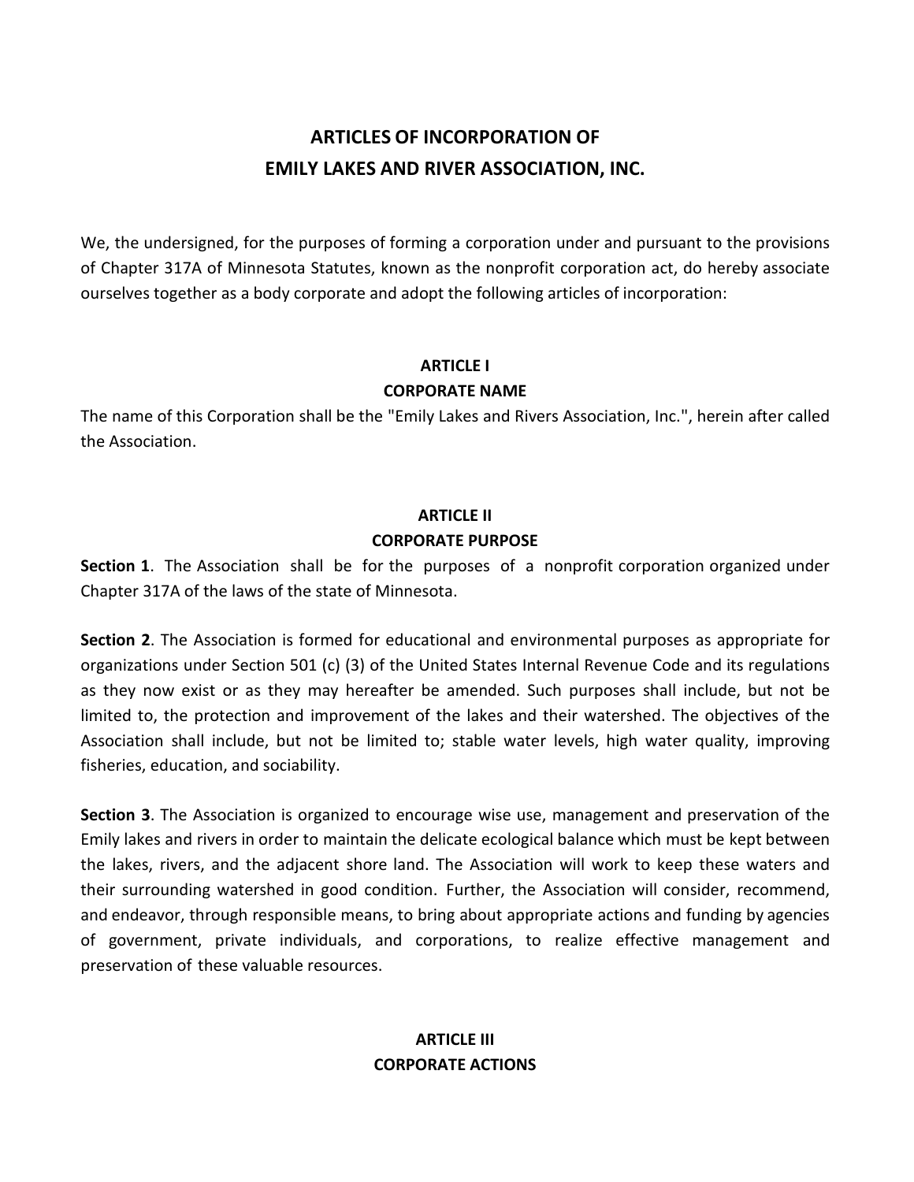# ARTICLES OF INCORPORATION OF
# EMILY LAKES AND RIVER ASSOCIATION, INC.

We, the undersigned, for the purposes of forming a corporation under and pursuant to the provisions of Chapter 317A of Minnesota Statutes, known as the nonprofit corporation act, do hereby associate ourselves together as a body corporate and adopt the following articles of incorporation:

## ARTICLE I
## CORPORATE NAME

The name of this Corporation shall be the "Emily Lakes and Rivers Association, Inc.", herein after called the Association.

## ARTICLE II
## CORPORATE PURPOSE

**Section 1**. The Association shall be for the purposes of a nonprofit corporation organized under Chapter 317A of the laws of the state of Minnesota.

**Section 2**. The Association is formed for educational and environmental purposes as appropriate for organizations under Section 501 (c) (3) of the United States Internal Revenue Code and its regulations as they now exist or as they may hereafter be amended. Such purposes shall include, but not be limited to, the protection and improvement of the lakes and their watershed. The objectives of the Association shall include, but not be limited to; stable water levels, high water quality, improving fisheries, education, and sociability.

**Section 3**. The Association is organized to encourage wise use, management and preservation of the Emily lakes and rivers in order to maintain the delicate ecological balance which must be kept between the lakes, rivers, and the adjacent shore land. The Association will work to keep these waters and their surrounding watershed in good condition. Further, the Association will consider, recommend, and endeavor, through responsible means, to bring about appropriate actions and funding by agencies of government, private individuals, and corporations, to realize effective management and preservation of these valuable resources.

## ARTICLE III
## CORPORATE ACTIONS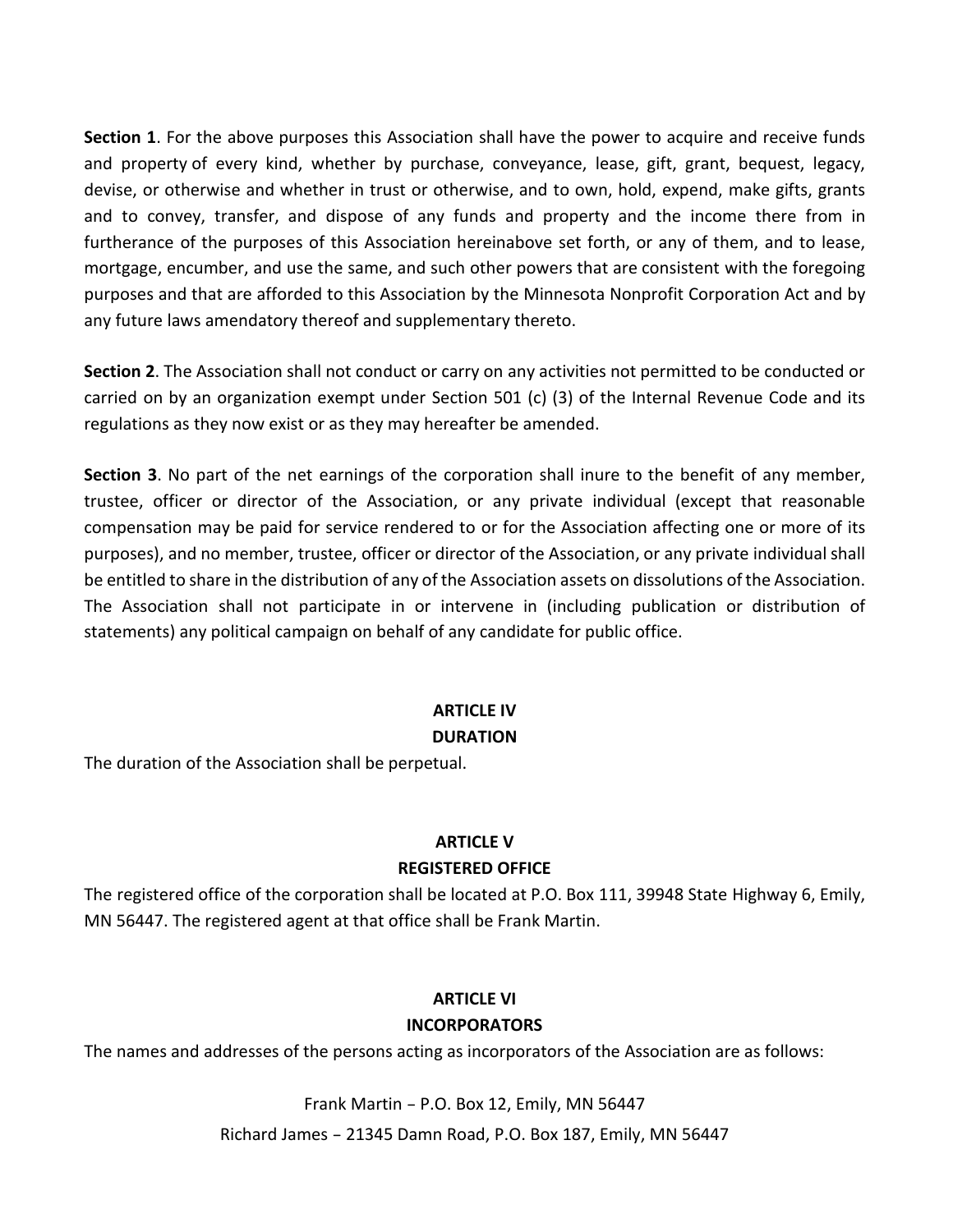**Section 1**. For the above purposes this Association shall have the power to acquire and receive funds and property of every kind, whether by purchase, conveyance, lease, gift, grant, bequest, legacy, devise, or otherwise and whether in trust or otherwise, and to own, hold, expend, make gifts, grants and to convey, transfer, and dispose of any funds and property and the income there from in furtherance of the purposes of this Association hereinabove set forth, or any of them, and to lease, mortgage, encumber, and use the same, and such other powers that are consistent with the foregoing purposes and that are afforded to this Association by the Minnesota Nonprofit Corporation Act and by any future laws amendatory thereof and supplementary thereto.

**Section 2**. The Association shall not conduct or carry on any activities not permitted to be conducted or carried on by an organization exempt under Section 501 (c) (3) of the Internal Revenue Code and its regulations as they now exist or as they may hereafter be amended.

**Section 3**. No part of the net earnings of the corporation shall inure to the benefit of any member, trustee, officer or director of the Association, or any private individual (except that reasonable compensation may be paid for service rendered to or for the Association affecting one or more of its purposes), and no member, trustee, officer or director of the Association, or any private individual shall be entitled to share in the distribution of any of the Association assets on dissolutions of the Association. The Association shall not participate in or intervene in (including publication or distribution of statements) any political campaign on behalf of any candidate for public office.

## ARTICLE IV
## DURATION

The duration of the Association shall be perpetual.

## ARTICLE V
## REGISTERED OFFICE

The registered office of the corporation shall be located at P.O. Box 111, 39948 State Highway 6, Emily, MN 56447. The registered agent at that office shall be Frank Martin.

## ARTICLE VI
## INCORPORATORS

The names and addresses of the persons acting as incorporators of the Association are as follows:

Frank Martin – P.O. Box 12, Emily, MN 56447

Richard James – 21345 Damn Road, P.O. Box 187, Emily, MN 56447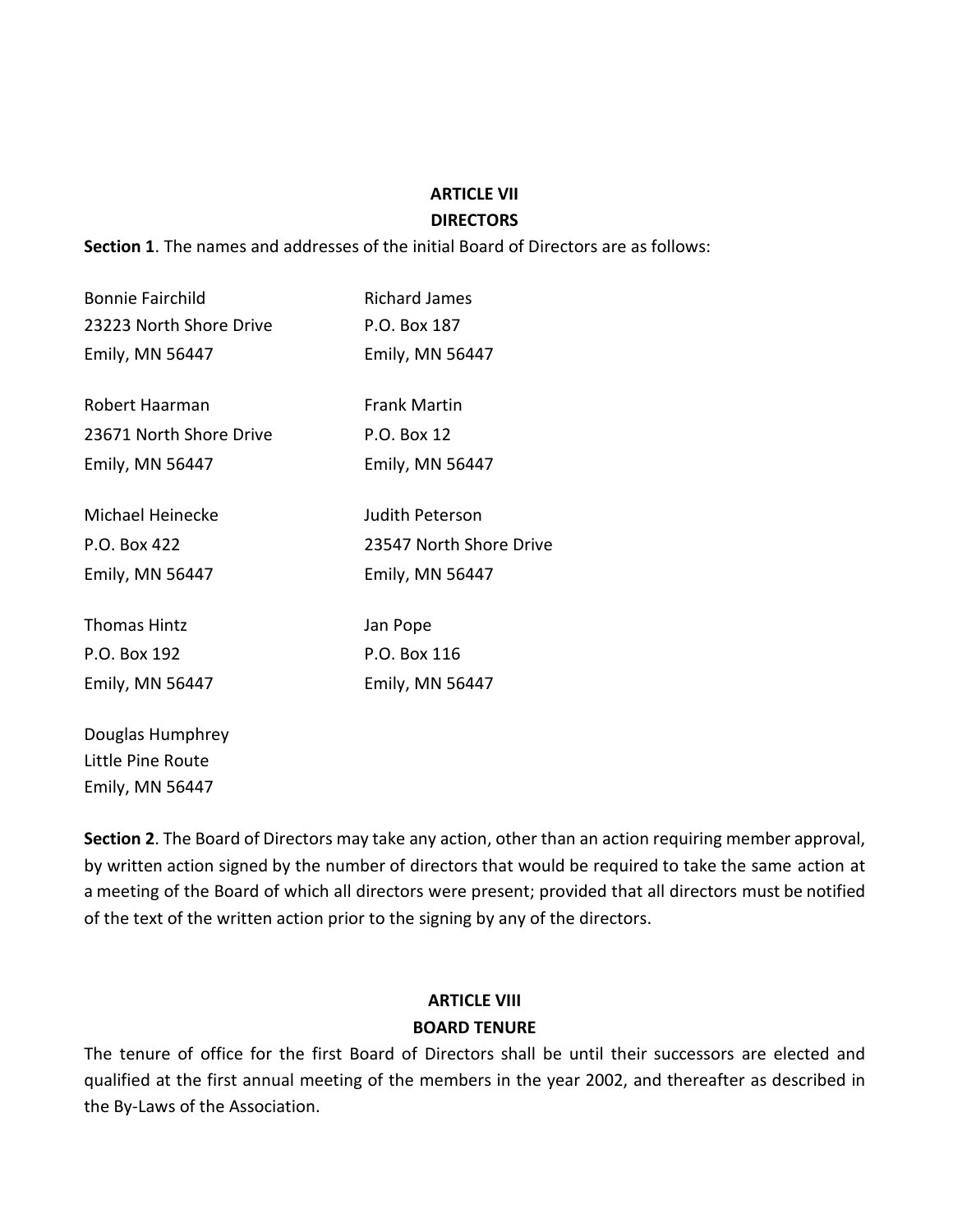## ARTICLE VII
## DIRECTORS

**Section 1**. The names and addresses of the initial Board of Directors are as follows:

Bonnie Fairchild
23223 North Shore Drive
Emily, MN 56447

Robert Haarman
23671 North Shore Drive
Emily, MN 56447

Michael Heinecke
P.O. Box 422
Emily, MN 56447

Thomas Hintz
P.O. Box 192
Emily, MN 56447

Douglas Humphrey
Little Pine Route
Emily, MN 56447

Richard James
P.O. Box 187
Emily, MN 56447

Frank Martin
P.O. Box 12
Emily, MN 56447

Judith Peterson
23547 North Shore Drive
Emily, MN 56447

Jan Pope
P.O. Box 116
Emily, MN 56447

**Section 2**. The Board of Directors may take any action, other than an action requiring member approval, by written action signed by the number of directors that would be required to take the same action at a meeting of the Board of which all directors were present; provided that all directors must be notified of the text of the written action prior to the signing by any of the directors.

## ARTICLE VIII
## BOARD TENURE

The tenure of office for the first Board of Directors shall be until their successors are elected and qualified at the first annual meeting of the members in the year 2002, and thereafter as described in the By-Laws of the Association.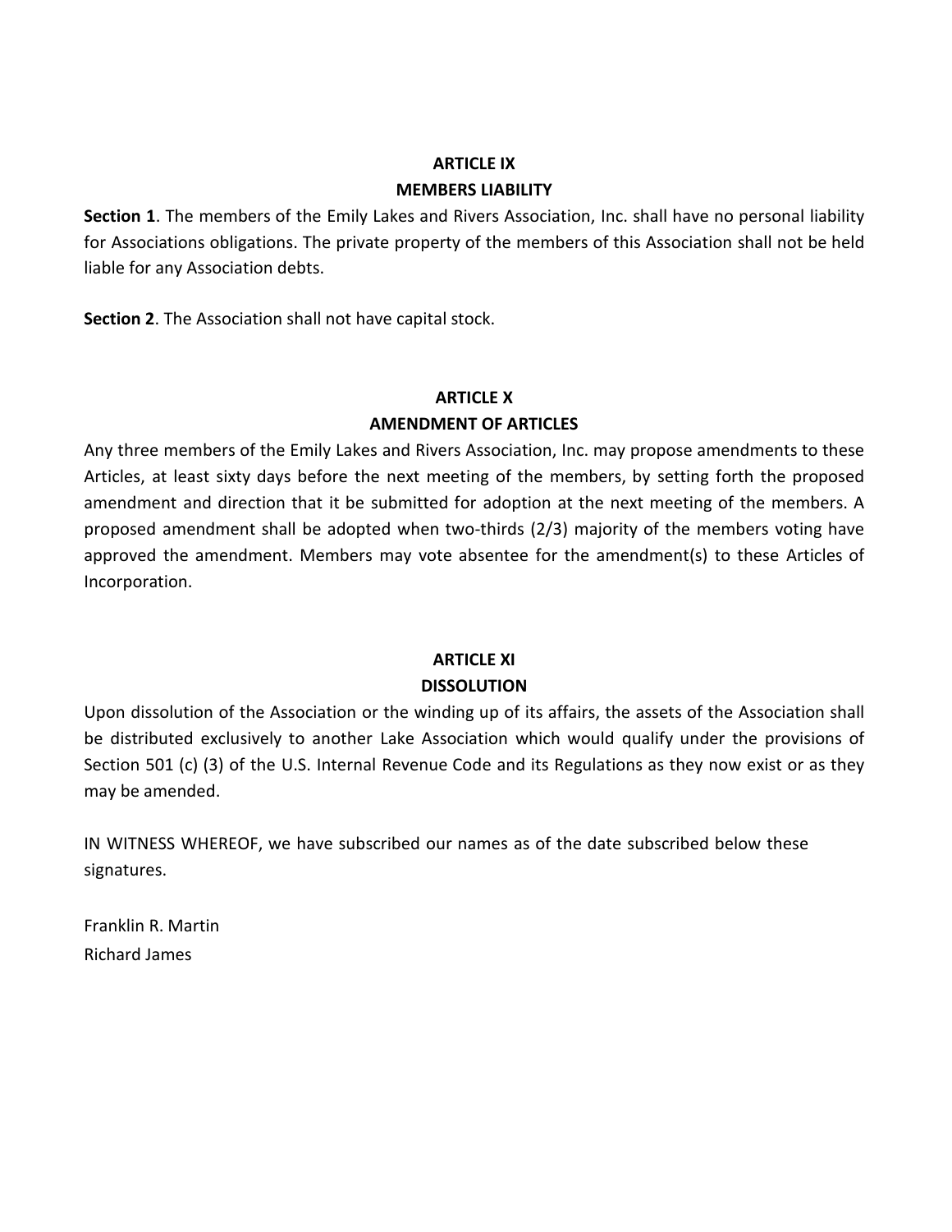## ARTICLE IX
## MEMBERS LIABILITY

**Section 1**. The members of the Emily Lakes and Rivers Association, Inc. shall have no personal liability for Associations obligations. The private property of the members of this Association shall not be held liable for any Association debts.

**Section 2**. The Association shall not have capital stock.

## ARTICLE X
## AMENDMENT OF ARTICLES

Any three members of the Emily Lakes and Rivers Association, Inc. may propose amendments to these Articles, at least sixty days before the next meeting of the members, by setting forth the proposed amendment and direction that it be submitted for adoption at the next meeting of the members. A proposed amendment shall be adopted when two-thirds (2/3) majority of the members voting have approved the amendment. Members may vote absentee for the amendment(s) to these Articles of Incorporation.

## ARTICLE XI
## DISSOLUTION

Upon dissolution of the Association or the winding up of its affairs, the assets of the Association shall be distributed exclusively to another Lake Association which would qualify under the provisions of Section 501 (c) (3) of the U.S. Internal Revenue Code and its Regulations as they now exist or as they may be amended.

IN WITNESS WHEREOF, we have subscribed our names as of the date subscribed below these signatures.

Franklin R. Martin
Richard James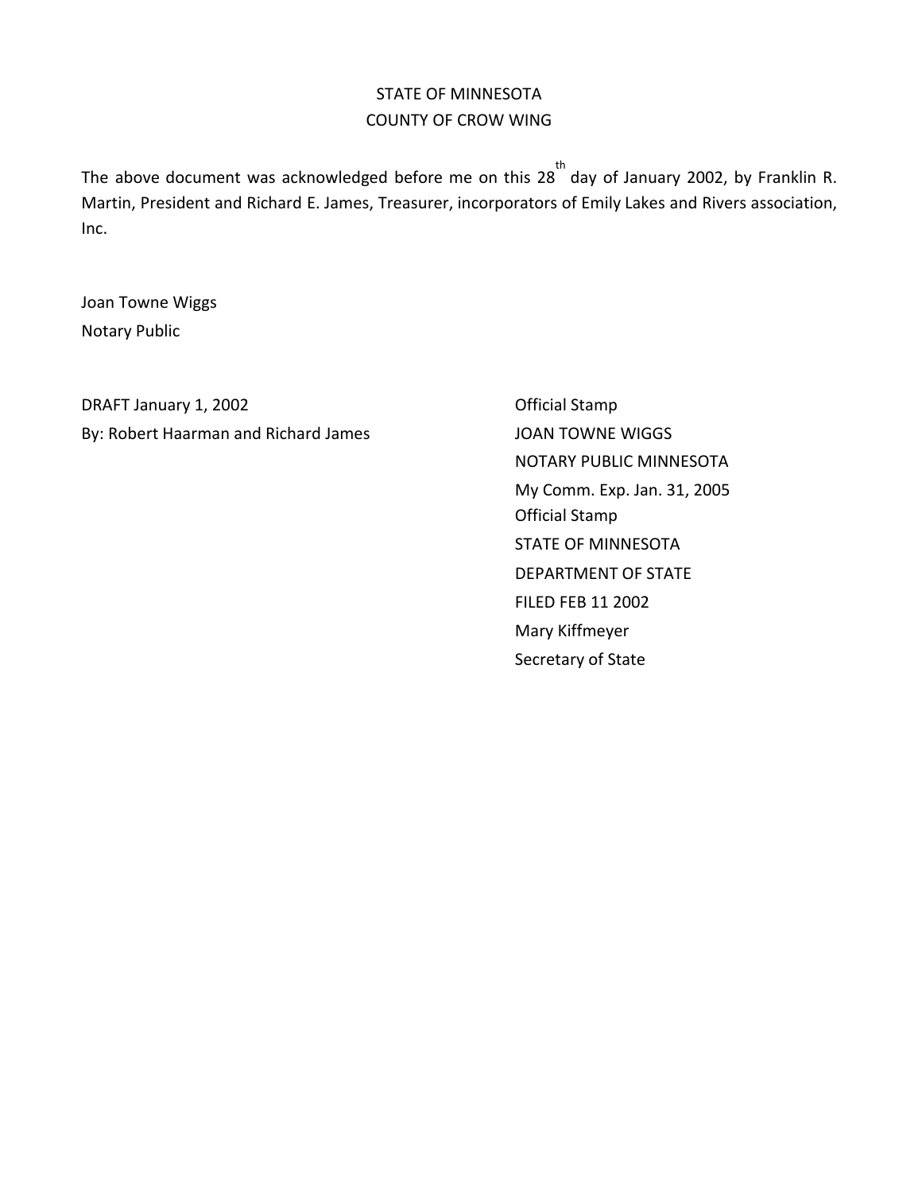STATE OF MINNESOTA
COUNTY OF CROW WING

The above document was acknowledged before me on this 28th day of January 2002, by Franklin R. Martin, President and Richard E. James, Treasurer, incorporators of Emily Lakes and Rivers association, Inc.

Joan Towne Wiggs
Notary Public

DRAFT January 1, 2002
By: Robert Haarman and Richard James

Official Stamp
JOAN TOWNE WIGGS
NOTARY PUBLIC MINNESOTA
My Comm. Exp. Jan. 31, 2005

Official Stamp
STATE OF MINNESOTA
DEPARTMENT OF STATE
FILED FEB 11 2002
Mary Kiffmeyer
Secretary of State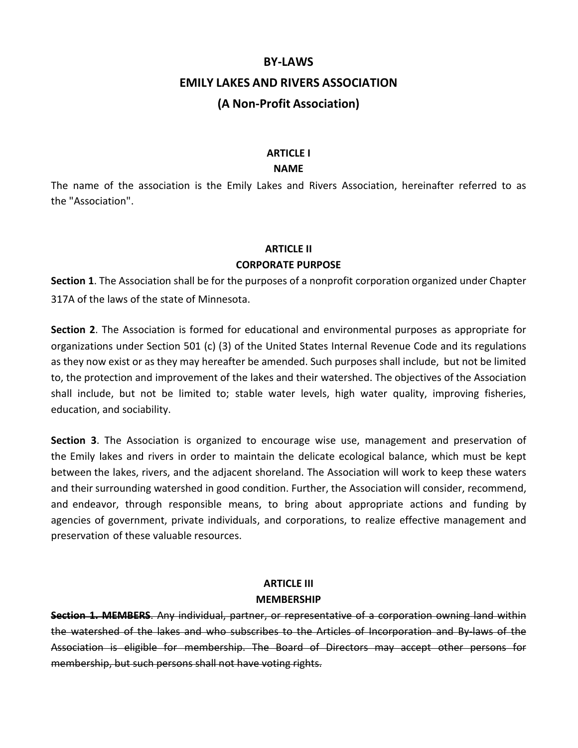# BY-LAWS

# EMILY LAKES AND RIVERS ASSOCIATION

# (A Non-Profit Association)

## ARTICLE I
## NAME

The name of the association is the Emily Lakes and Rivers Association, hereinafter referred to as the "Association".

## ARTICLE II
## CORPORATE PURPOSE

**Section 1**. The Association shall be for the purposes of a nonprofit corporation organized under Chapter 317A of the laws of the state of Minnesota.

**Section 2**. The Association is formed for educational and environmental purposes as appropriate for organizations under Section 501 (c) (3) of the United States Internal Revenue Code and its regulations as they now exist or as they may hereafter be amended. Such purposes shall include, but not be limited to, the protection and improvement of the lakes and their watershed. The objectives of the Association shall include, but not be limited to; stable water levels, high water quality, improving fisheries, education, and sociability.

**Section 3**. The Association is organized to encourage wise use, management and preservation of the Emily lakes and rivers in order to maintain the delicate ecological balance, which must be kept between the lakes, rivers, and the adjacent shoreland. The Association will work to keep these waters and their surrounding watershed in good condition. Further, the Association will consider, recommend, and endeavor, through responsible means, to bring about appropriate actions and funding by agencies of government, private individuals, and corporations, to realize effective management and preservation of these valuable resources.

## ARTICLE III
## MEMBERSHIP

~~**Section 1. MEMBERS**. Any individual, partner, or representative of a corporation owning land within the watershed of the lakes and who subscribes to the Articles of Incorporation and By-laws of the Association is eligible for membership. The Board of Directors may accept other persons for membership, but such persons shall not have voting rights.~~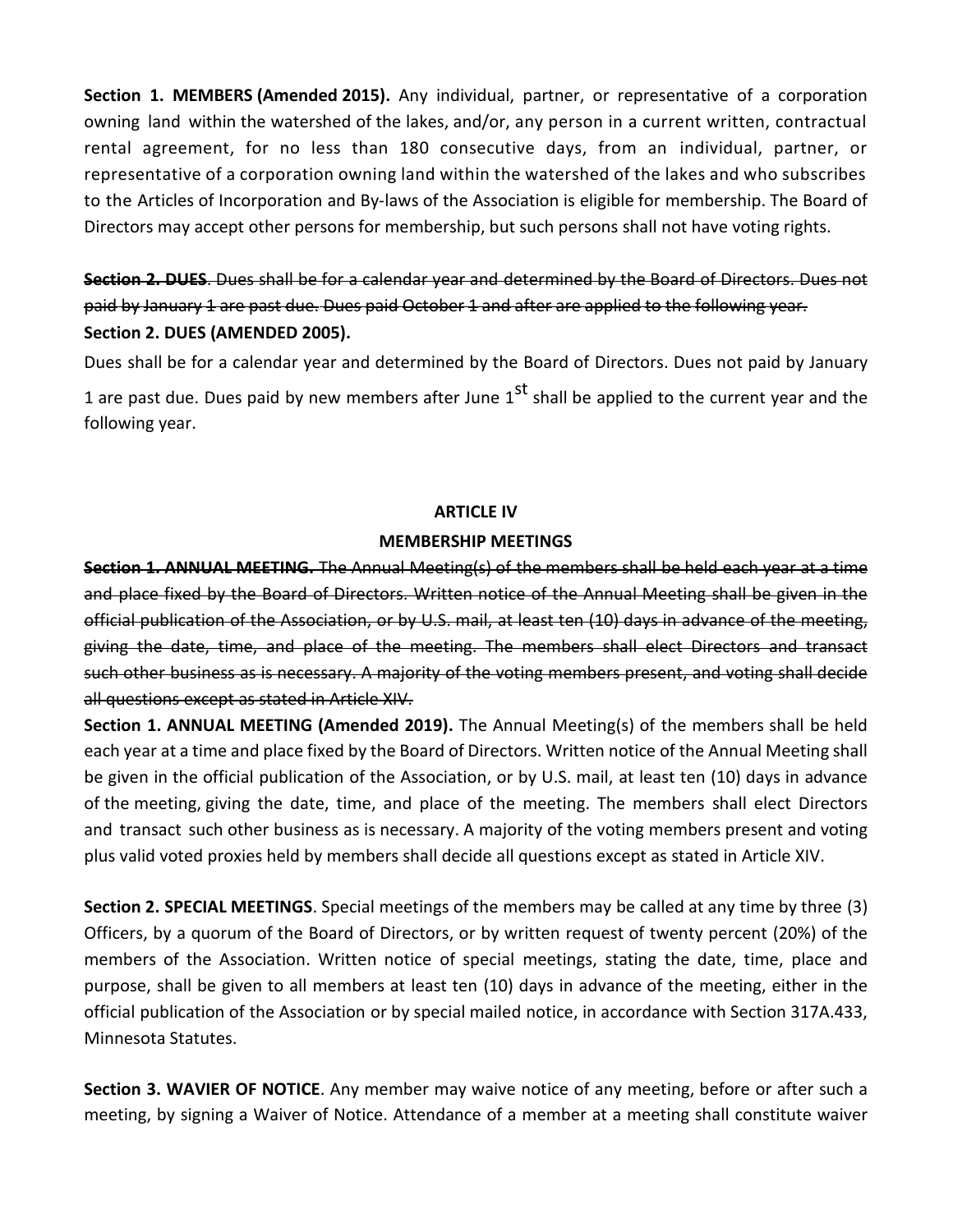**Section 1. MEMBERS (Amended 2015).** Any individual, partner, or representative of a corporation owning land within the watershed of the lakes, and/or, any person in a current written, contractual rental agreement, for no less than 180 consecutive days, from an individual, partner, or representative of a corporation owning land within the watershed of the lakes and who subscribes to the Articles of Incorporation and By-laws of the Association is eligible for membership. The Board of Directors may accept other persons for membership, but such persons shall not have voting rights.

~~**Section 2. DUES**. Dues shall be for a calendar year and determined by the Board of Directors. Dues not paid by January 1 are past due. Dues paid October 1 and after are applied to the following year.~~

**Section 2. DUES (AMENDED 2005).**

Dues shall be for a calendar year and determined by the Board of Directors. Dues not paid by January 1 are past due. Dues paid by new members after June 1st shall be applied to the current year and the following year.

## ARTICLE IV

## MEMBERSHIP MEETINGS

~~**Section 1. ANNUAL MEETING.** The Annual Meeting(s) of the members shall be held each year at a time and place fixed by the Board of Directors. Written notice of the Annual Meeting shall be given in the official publication of the Association, or by U.S. mail, at least ten (10) days in advance of the meeting, giving the date, time, and place of the meeting. The members shall elect Directors and transact such other business as is necessary. A majority of the voting members present, and voting shall decide all questions except as stated in Article XIV.~~

**Section 1. ANNUAL MEETING (Amended 2019).** The Annual Meeting(s) of the members shall be held each year at a time and place fixed by the Board of Directors. Written notice of the Annual Meeting shall be given in the official publication of the Association, or by U.S. mail, at least ten (10) days in advance of the meeting, giving the date, time, and place of the meeting. The members shall elect Directors and transact such other business as is necessary. A majority of the voting members present and voting plus valid voted proxies held by members shall decide all questions except as stated in Article XIV.

**Section 2. SPECIAL MEETINGS**. Special meetings of the members may be called at any time by three (3) Officers, by a quorum of the Board of Directors, or by written request of twenty percent (20%) of the members of the Association. Written notice of special meetings, stating the date, time, place and purpose, shall be given to all members at least ten (10) days in advance of the meeting, either in the official publication of the Association or by special mailed notice, in accordance with Section 317A.433, Minnesota Statutes.

**Section 3. WAVIER OF NOTICE**. Any member may waive notice of any meeting, before or after such a meeting, by signing a Waiver of Notice. Attendance of a member at a meeting shall constitute waiver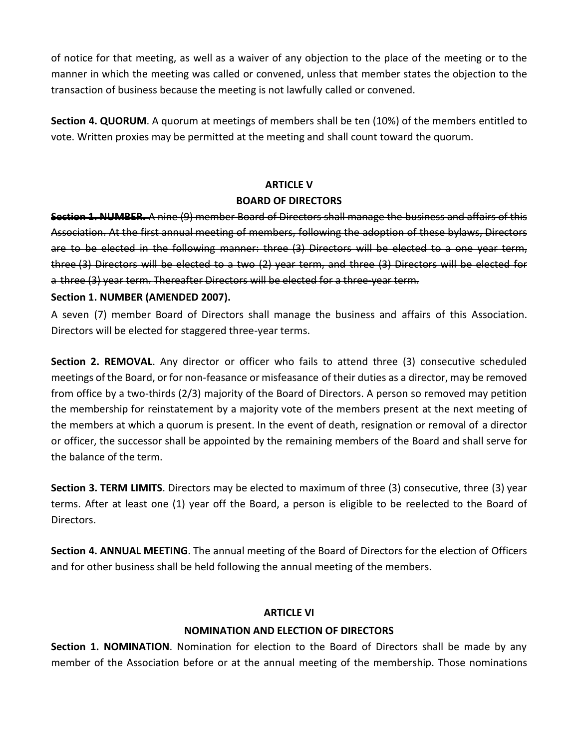of notice for that meeting, as well as a waiver of any objection to the place of the meeting or to the manner in which the meeting was called or convened, unless that member states the objection to the transaction of business because the meeting is not lawfully called or convened.

**Section 4. QUORUM**. A quorum at meetings of members shall be ten (10%) of the members entitled to vote. Written proxies may be permitted at the meeting and shall count toward the quorum.

## ARTICLE V
## BOARD OF DIRECTORS

~~**Section 1. NUMBER.** A nine (9) member Board of Directors shall manage the business and affairs of this Association. At the first annual meeting of members, following the adoption of these bylaws, Directors are to be elected in the following manner: three (3) Directors will be elected to a one year term, three (3) Directors will be elected to a two (2) year term, and three (3) Directors will be elected for a three (3) year term. Thereafter Directors will be elected for a three-year term.~~

**Section 1. NUMBER (AMENDED 2007).**

A seven (7) member Board of Directors shall manage the business and affairs of this Association. Directors will be elected for staggered three-year terms.

**Section 2. REMOVAL**. Any director or officer who fails to attend three (3) consecutive scheduled meetings of the Board, or for non-feasance or misfeasance of their duties as a director, may be removed from office by a two-thirds (2/3) majority of the Board of Directors. A person so removed may petition the membership for reinstatement by a majority vote of the members present at the next meeting of the members at which a quorum is present. In the event of death, resignation or removal of a director or officer, the successor shall be appointed by the remaining members of the Board and shall serve for the balance of the term.

**Section 3. TERM LIMITS**. Directors may be elected to maximum of three (3) consecutive, three (3) year terms. After at least one (1) year off the Board, a person is eligible to be reelected to the Board of Directors.

**Section 4. ANNUAL MEETING**. The annual meeting of the Board of Directors for the election of Officers and for other business shall be held following the annual meeting of the members.

## ARTICLE VI
## NOMINATION AND ELECTION OF DIRECTORS

**Section 1. NOMINATION**. Nomination for election to the Board of Directors shall be made by any member of the Association before or at the annual meeting of the membership. Those nominations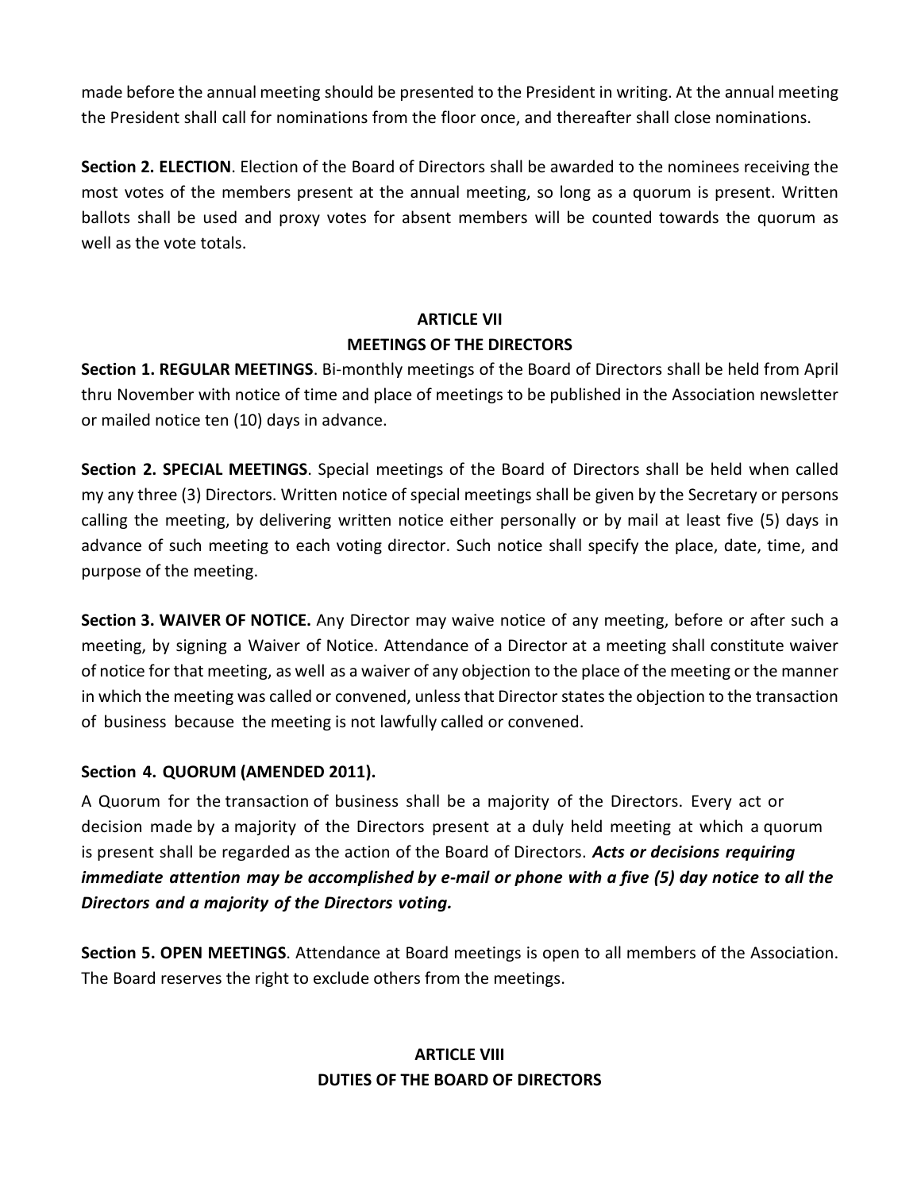made before the annual meeting should be presented to the President in writing. At the annual meeting the President shall call for nominations from the floor once, and thereafter shall close nominations.

**Section 2. ELECTION**. Election of the Board of Directors shall be awarded to the nominees receiving the most votes of the members present at the annual meeting, so long as a quorum is present. Written ballots shall be used and proxy votes for absent members will be counted towards the quorum as well as the vote totals.

## ARTICLE VII
## MEETINGS OF THE DIRECTORS

**Section 1. REGULAR MEETINGS**. Bi-monthly meetings of the Board of Directors shall be held from April thru November with notice of time and place of meetings to be published in the Association newsletter or mailed notice ten (10) days in advance.

**Section 2. SPECIAL MEETINGS**. Special meetings of the Board of Directors shall be held when called my any three (3) Directors. Written notice of special meetings shall be given by the Secretary or persons calling the meeting, by delivering written notice either personally or by mail at least five (5) days in advance of such meeting to each voting director. Such notice shall specify the place, date, time, and purpose of the meeting.

**Section 3. WAIVER OF NOTICE.** Any Director may waive notice of any meeting, before or after such a meeting, by signing a Waiver of Notice. Attendance of a Director at a meeting shall constitute waiver of notice for that meeting, as well as a waiver of any objection to the place of the meeting or the manner in which the meeting was called or convened, unless that Director states the objection to the transaction of business because the meeting is not lawfully called or convened.

**Section 4. QUORUM (AMENDED 2011).**

A Quorum for the transaction of business shall be a majority of the Directors. Every act or decision made by a majority of the Directors present at a duly held meeting at which a quorum is present shall be regarded as the action of the Board of Directors. ***Acts or decisions requiring immediate attention may be accomplished by e-mail or phone with a five (5) day notice to all the Directors and a majority of the Directors voting.***

**Section 5. OPEN MEETINGS**. Attendance at Board meetings is open to all members of the Association. The Board reserves the right to exclude others from the meetings.

## ARTICLE VIII
## DUTIES OF THE BOARD OF DIRECTORS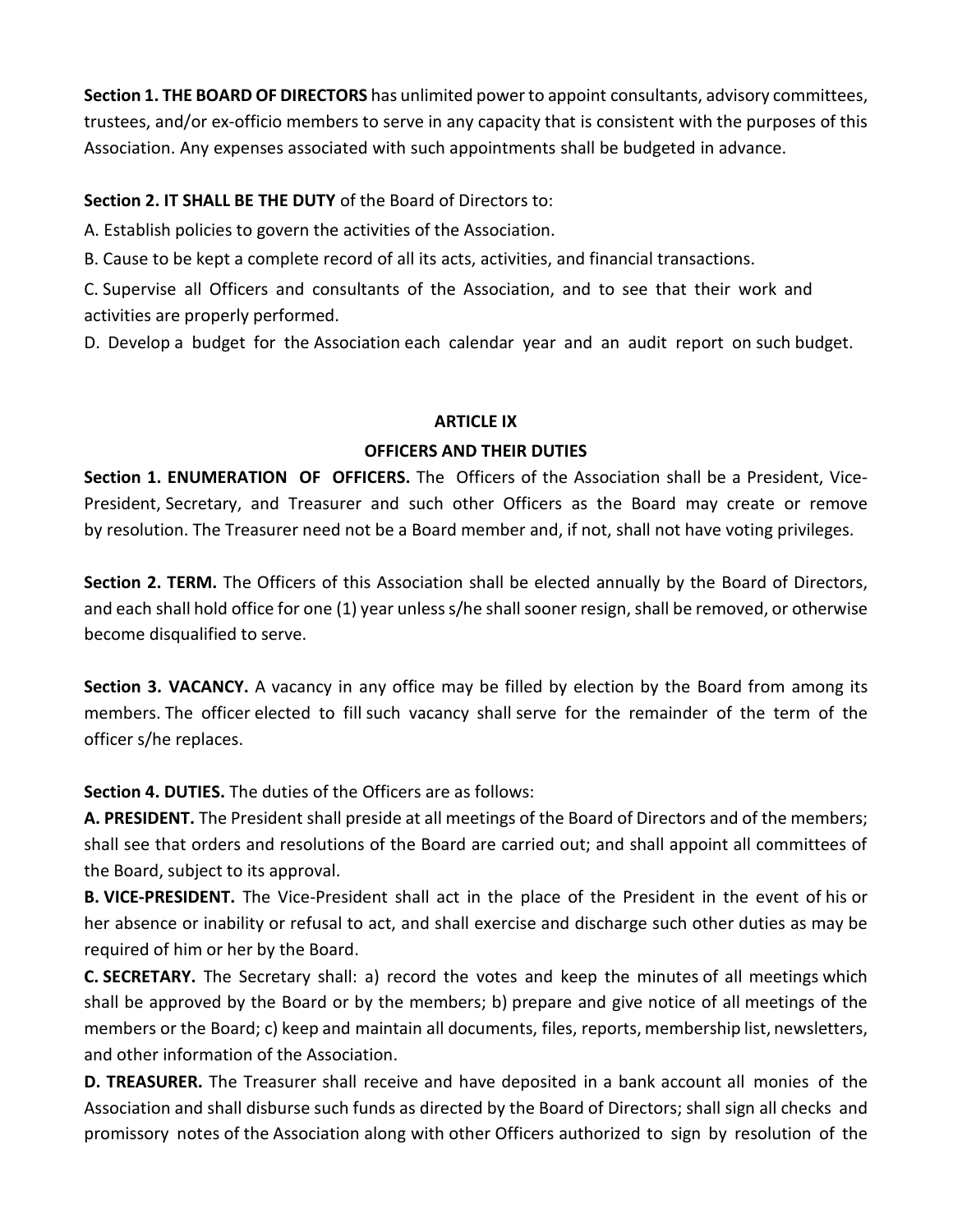**Section 1. THE BOARD OF DIRECTORS** has unlimited power to appoint consultants, advisory committees, trustees, and/or ex-officio members to serve in any capacity that is consistent with the purposes of this Association. Any expenses associated with such appointments shall be budgeted in advance.

**Section 2. IT SHALL BE THE DUTY** of the Board of Directors to:

A. Establish policies to govern the activities of the Association.

B. Cause to be kept a complete record of all its acts, activities, and financial transactions.

C. Supervise all Officers and consultants of the Association, and to see that their work and activities are properly performed.

D. Develop a budget for the Association each calendar year and an audit report on such budget.

## ARTICLE IX

## OFFICERS AND THEIR DUTIES

**Section 1. ENUMERATION OF OFFICERS.** The Officers of the Association shall be a President, Vice-President, Secretary, and Treasurer and such other Officers as the Board may create or remove by resolution. The Treasurer need not be a Board member and, if not, shall not have voting privileges.

**Section 2. TERM.** The Officers of this Association shall be elected annually by the Board of Directors, and each shall hold office for one (1) year unless s/he shall sooner resign, shall be removed, or otherwise become disqualified to serve.

**Section 3. VACANCY.** A vacancy in any office may be filled by election by the Board from among its members. The officer elected to fill such vacancy shall serve for the remainder of the term of the officer s/he replaces.

**Section 4. DUTIES.** The duties of the Officers are as follows:

**A. PRESIDENT.** The President shall preside at all meetings of the Board of Directors and of the members; shall see that orders and resolutions of the Board are carried out; and shall appoint all committees of the Board, subject to its approval.

**B. VICE-PRESIDENT.** The Vice-President shall act in the place of the President in the event of his or her absence or inability or refusal to act, and shall exercise and discharge such other duties as may be required of him or her by the Board.

**C. SECRETARY.** The Secretary shall: a) record the votes and keep the minutes of all meetings which shall be approved by the Board or by the members; b) prepare and give notice of all meetings of the members or the Board; c) keep and maintain all documents, files, reports, membership list, newsletters, and other information of the Association.

**D. TREASURER.** The Treasurer shall receive and have deposited in a bank account all monies of the Association and shall disburse such funds as directed by the Board of Directors; shall sign all checks and promissory notes of the Association along with other Officers authorized to sign by resolution of the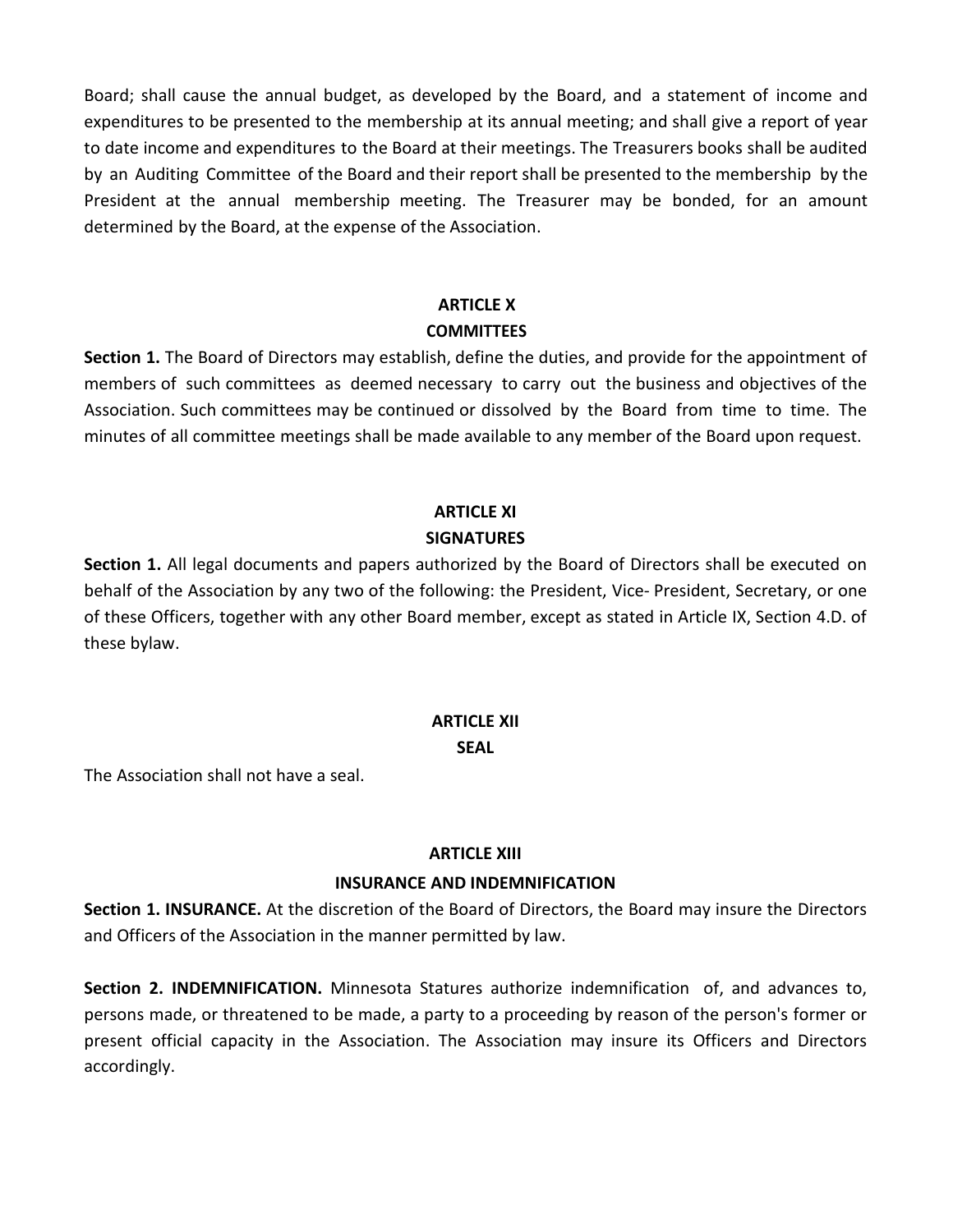Board; shall cause the annual budget, as developed by the Board, and a statement of income and expenditures to be presented to the membership at its annual meeting; and shall give a report of year to date income and expenditures to the Board at their meetings. The Treasurers books shall be audited by an Auditing Committee of the Board and their report shall be presented to the membership by the President at the annual membership meeting. The Treasurer may be bonded, for an amount determined by the Board, at the expense of the Association.

## ARTICLE X
## COMMITTEES

**Section 1.** The Board of Directors may establish, define the duties, and provide for the appointment of members of such committees as deemed necessary to carry out the business and objectives of the Association. Such committees may be continued or dissolved by the Board from time to time. The minutes of all committee meetings shall be made available to any member of the Board upon request.

## ARTICLE XI
## SIGNATURES

**Section 1.** All legal documents and papers authorized by the Board of Directors shall be executed on behalf of the Association by any two of the following: the President, Vice- President, Secretary, or one of these Officers, together with any other Board member, except as stated in Article IX, Section 4.D. of these bylaw.

## ARTICLE XII
## SEAL

The Association shall not have a seal.

## ARTICLE XIII
## INSURANCE AND INDEMNIFICATION

**Section 1. INSURANCE.** At the discretion of the Board of Directors, the Board may insure the Directors and Officers of the Association in the manner permitted by law.

**Section 2. INDEMNIFICATION.** Minnesota Statures authorize indemnification of, and advances to, persons made, or threatened to be made, a party to a proceeding by reason of the person's former or present official capacity in the Association. The Association may insure its Officers and Directors accordingly.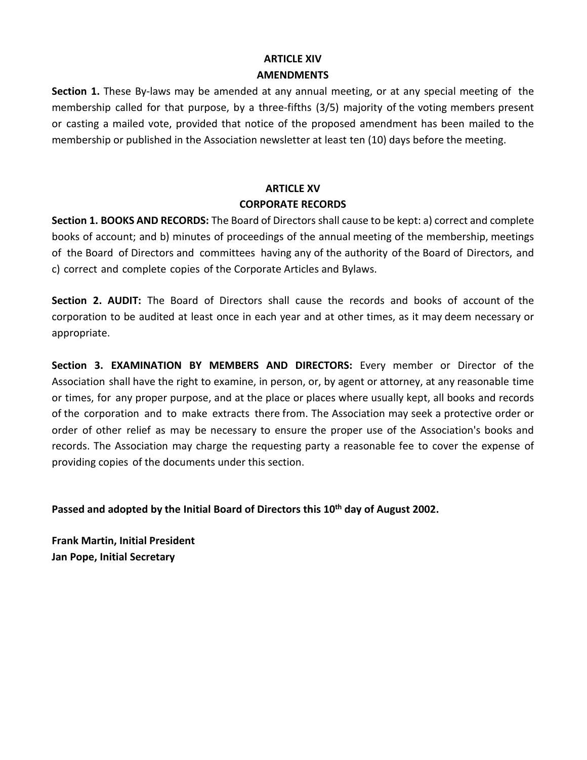## ARTICLE XIV
## AMENDMENTS

**Section 1.** These By-laws may be amended at any annual meeting, or at any special meeting of the membership called for that purpose, by a three-fifths (3/5) majority of the voting members present or casting a mailed vote, provided that notice of the proposed amendment has been mailed to the membership or published in the Association newsletter at least ten (10) days before the meeting.

## ARTICLE XV
## CORPORATE RECORDS

**Section 1. BOOKS AND RECORDS:** The Board of Directors shall cause to be kept: a) correct and complete books of account; and b) minutes of proceedings of the annual meeting of the membership, meetings of the Board of Directors and committees having any of the authority of the Board of Directors, and c) correct and complete copies of the Corporate Articles and Bylaws.

**Section 2. AUDIT:** The Board of Directors shall cause the records and books of account of the corporation to be audited at least once in each year and at other times, as it may deem necessary or appropriate.

**Section 3. EXAMINATION BY MEMBERS AND DIRECTORS:** Every member or Director of the Association shall have the right to examine, in person, or, by agent or attorney, at any reasonable time or times, for any proper purpose, and at the place or places where usually kept, all books and records of the corporation and to make extracts there from. The Association may seek a protective order or order of other relief as may be necessary to ensure the proper use of the Association's books and records. The Association may charge the requesting party a reasonable fee to cover the expense of providing copies of the documents under this section.

**Passed and adopted by the Initial Board of Directors this 10th day of August 2002.**

**Frank Martin, Initial President**
**Jan Pope, Initial Secretary**